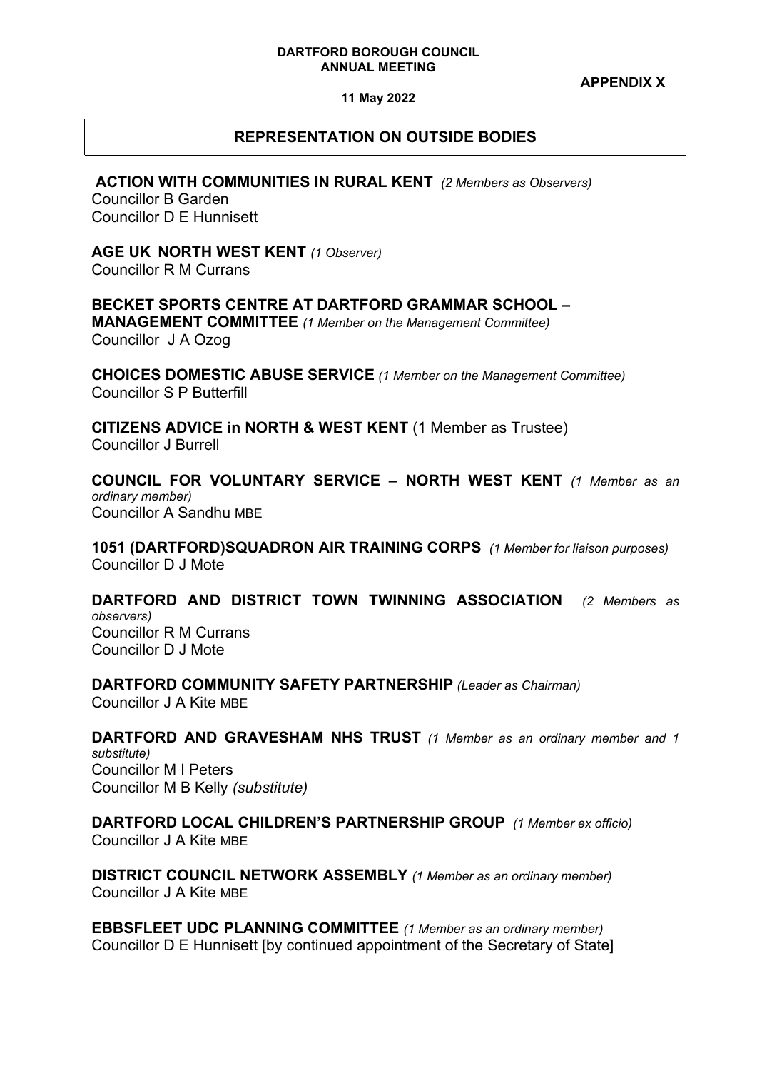**DARTFORD BOROUGH COUNCIL**
**ANNUAL MEETING**

**APPENDIX X**

**11 May 2022**

## REPRESENTATION ON OUTSIDE BODIES

**ACTION WITH COMMUNITIES IN RURAL KENT** *(2 Members as Observers)*
Councillor B Garden
Councillor D E Hunnisett

**AGE UK NORTH WEST KENT** *(1 Observer)*
Councillor R M Currans

**BECKET SPORTS CENTRE AT DARTFORD GRAMMAR SCHOOL – MANAGEMENT COMMITTEE** *(1 Member on the Management Committee)*
Councillor J A Ozog

**CHOICES DOMESTIC ABUSE SERVICE** *(1 Member on the Management Committee)*
Councillor S P Butterfill

**CITIZENS ADVICE in NORTH & WEST KENT** (1 Member as Trustee)
Councillor J Burrell

**COUNCIL FOR VOLUNTARY SERVICE – NORTH WEST KENT** *(1 Member as an ordinary member)*
Councillor A Sandhu MBE

**1051 (DARTFORD)SQUADRON AIR TRAINING CORPS** *(1 Member for liaison purposes)*
Councillor D J Mote

**DARTFORD AND DISTRICT TOWN TWINNING ASSOCIATION** *(2 Members as observers)*
Councillor R M Currans
Councillor D J Mote

**DARTFORD COMMUNITY SAFETY PARTNERSHIP** *(Leader as Chairman)*
Councillor J A Kite MBE

**DARTFORD AND GRAVESHAM NHS TRUST** *(1 Member as an ordinary member and 1 substitute)*
Councillor M I Peters
Councillor M B Kelly *(substitute)*

**DARTFORD LOCAL CHILDREN'S PARTNERSHIP GROUP** *(1 Member ex officio)*
Councillor J A Kite MBE

**DISTRICT COUNCIL NETWORK ASSEMBLY** *(1 Member as an ordinary member)*
Councillor J A Kite MBE

**EBBSFLEET UDC PLANNING COMMITTEE** *(1 Member as an ordinary member)*
Councillor D E Hunnisett [by continued appointment of the Secretary of State]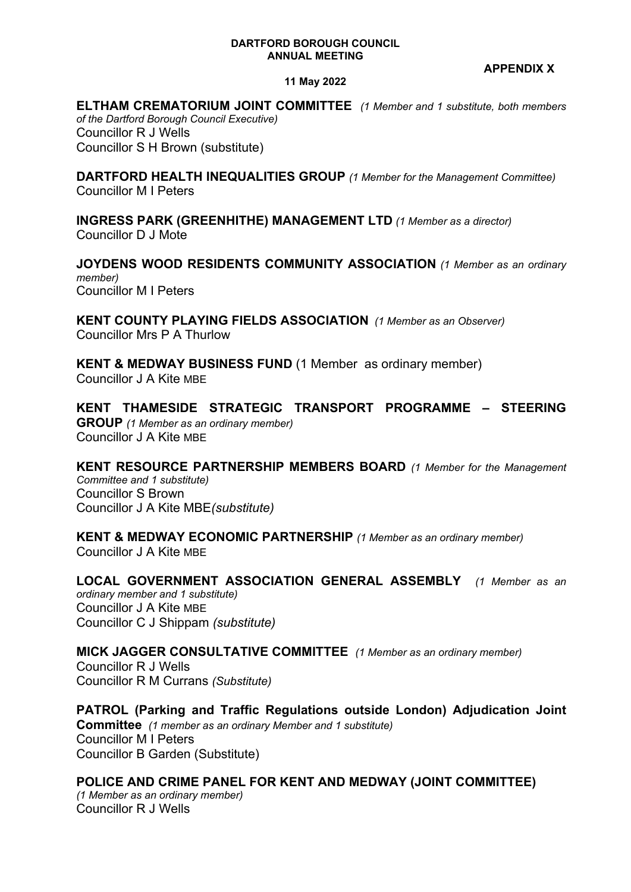**DARTFORD BOROUGH COUNCIL**
**ANNUAL MEETING**

**APPENDIX X**

**11 May 2022**

**ELTHAM CREMATORIUM JOINT COMMITTEE** *(1 Member and 1 substitute, both members of the Dartford Borough Council Executive)*
Councillor R J Wells
Councillor S H Brown (substitute)

**DARTFORD HEALTH INEQUALITIES GROUP** *(1 Member for the Management Committee)*
Councillor M I Peters

**INGRESS PARK (GREENHITHE) MANAGEMENT LTD** *(1 Member as a director)*
Councillor D J Mote

**JOYDENS WOOD RESIDENTS COMMUNITY ASSOCIATION** *(1 Member as an ordinary member)*
Councillor M I Peters

**KENT COUNTY PLAYING FIELDS ASSOCIATION** *(1 Member as an Observer)*
Councillor Mrs P A Thurlow

**KENT & MEDWAY BUSINESS FUND** (1 Member as ordinary member)
Councillor J A Kite MBE

**KENT THAMESIDE STRATEGIC TRANSPORT PROGRAMME – STEERING GROUP** *(1 Member as an ordinary member)*
Councillor J A Kite MBE

**KENT RESOURCE PARTNERSHIP MEMBERS BOARD** *(1 Member for the Management Committee and 1 substitute)*
Councillor S Brown
Councillor J A Kite MBE*(substitute)*

**KENT & MEDWAY ECONOMIC PARTNERSHIP** *(1 Member as an ordinary member)*
Councillor J A Kite MBE

**LOCAL GOVERNMENT ASSOCIATION GENERAL ASSEMBLY** *(1 Member as an ordinary member and 1 substitute)*
Councillor J A Kite MBE
Councillor C J Shippam *(substitute)*

**MICK JAGGER CONSULTATIVE COMMITTEE** *(1 Member as an ordinary member)*
Councillor R J Wells
Councillor R M Currans *(Substitute)*

**PATROL (Parking and Traffic Regulations outside London) Adjudication Joint Committee** *(1 member as an ordinary Member and 1 substitute)*
Councillor M I Peters
Councillor B Garden (Substitute)

**POLICE AND CRIME PANEL FOR KENT AND MEDWAY (JOINT COMMITTEE)**
*(1 Member as an ordinary member)*
Councillor R J Wells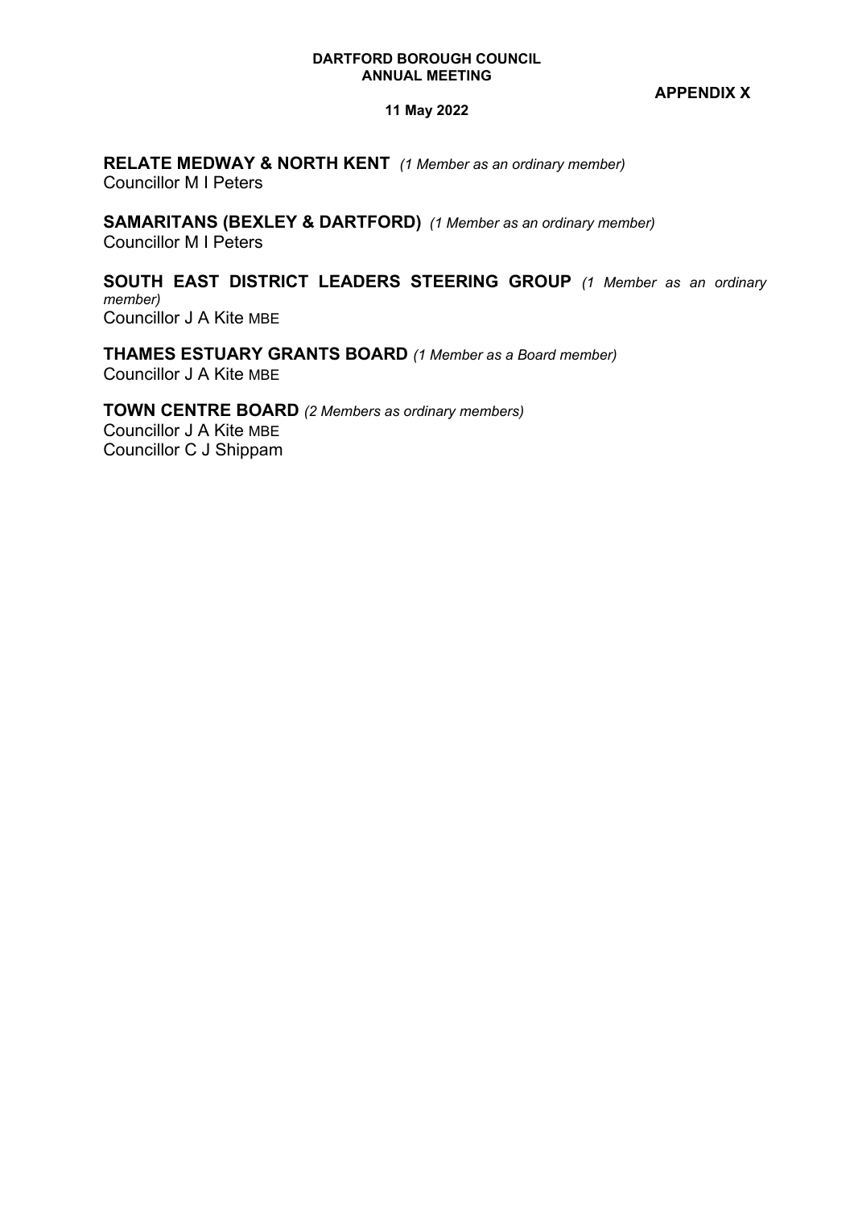**DARTFORD BOROUGH COUNCIL**
**ANNUAL MEETING**

**APPENDIX X**

**11 May 2022**

**RELATE MEDWAY & NORTH KENT** *(1 Member as an ordinary member)*
Councillor M I Peters

**SAMARITANS (BEXLEY & DARTFORD)** *(1 Member as an ordinary member)*
Councillor M I Peters

**SOUTH EAST DISTRICT LEADERS STEERING GROUP** *(1 Member as an ordinary member)*
Councillor J A Kite MBE

**THAMES ESTUARY GRANTS BOARD** *(1 Member as a Board member)*
Councillor J A Kite MBE

**TOWN CENTRE BOARD** *(2 Members as ordinary members)*
Councillor J A Kite MBE
Councillor C J Shippam